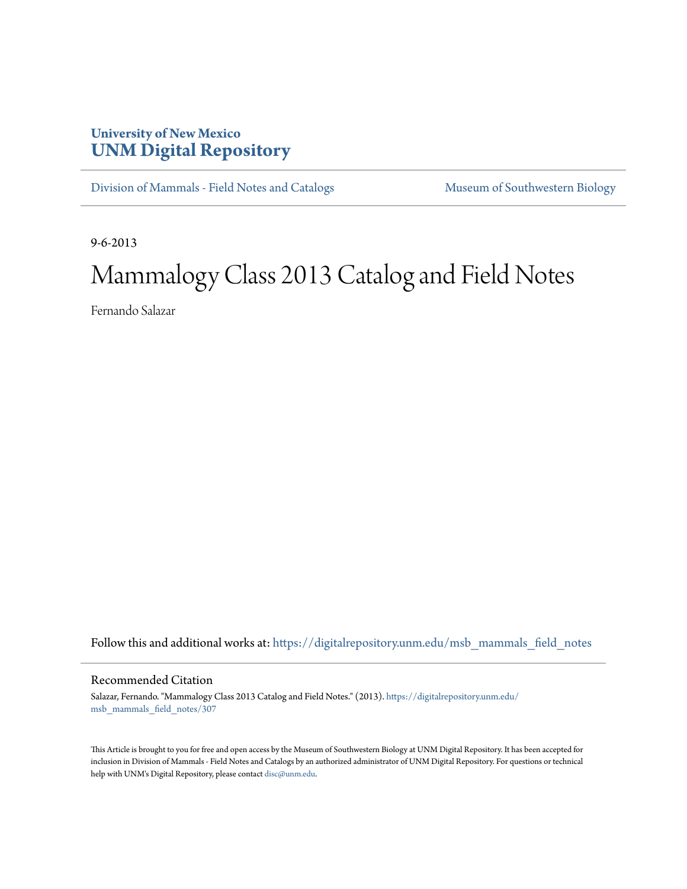**University of New Mexico**
**UNM Digital Repository**

Division of Mammals - Field Notes and Catalogs | Museum of Southwestern Biology

9-6-2013

# Mammalogy Class 2013 Catalog and Field Notes

Fernando Salazar

Follow this and additional works at: https://digitalrepository.unm.edu/msb_mammals_field_notes

## Recommended Citation

Salazar, Fernando. "Mammalogy Class 2013 Catalog and Field Notes." (2013). https://digitalrepository.unm.edu/msb_mammals_field_notes/307

This Article is brought to you for free and open access by the Museum of Southwestern Biology at UNM Digital Repository. It has been accepted for inclusion in Division of Mammals - Field Notes and Catalogs by an authorized administrator of UNM Digital Repository. For questions or technical help with UNM's Digital Repository, please contact disc@unm.edu.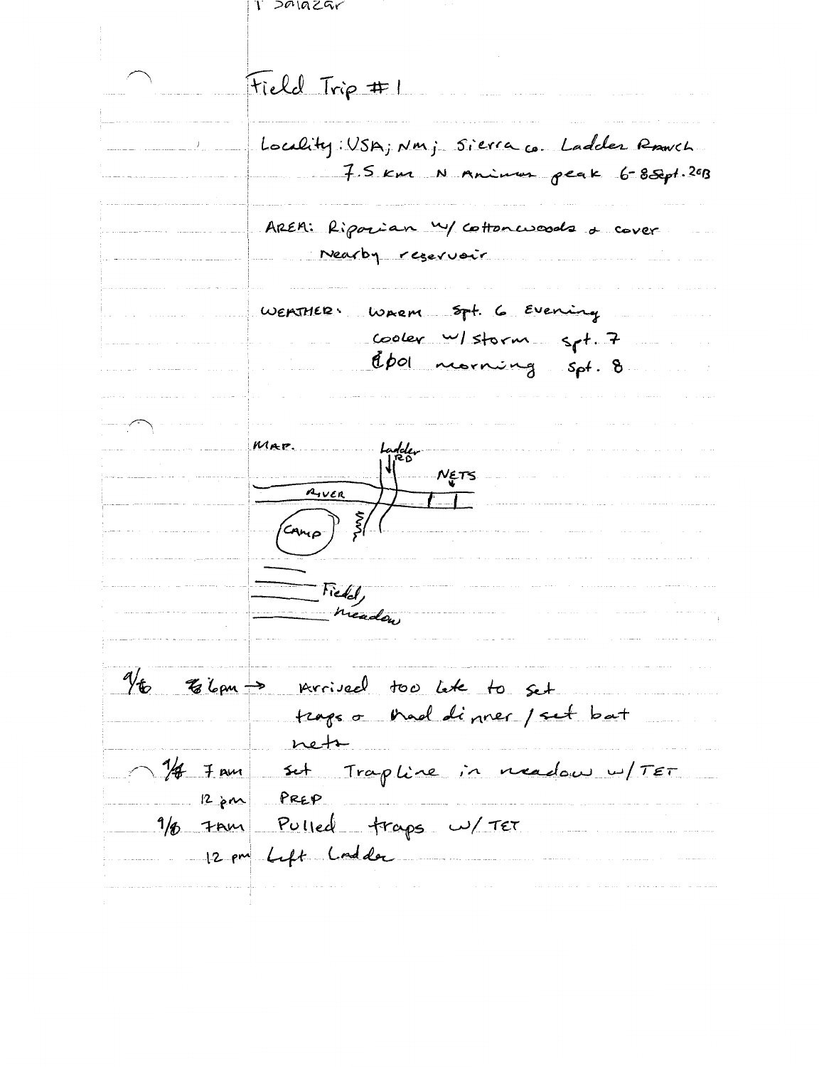T Salazar

# Field Trip #1

Locality: USA; NM; Sierra co. Ladder Ranch
7.5 km N Animas peak 6-8 Sept. 2013

AREA: Riparian w/ cottonwoods & cover
Nearby reservoir

WEATHER: Warm Spt. 6 Evening
cooler w/ storm Spt. 7
Cool morning Spt. 8

MAP.

Ladder RD

NETS

RIVER

CAMP

Field, meadow

9/6 6pm → Arrived too late to set traps & had dinner / set bat nets

9/7 7 AM Set Trapline in meadow w/ TET
12 pm PREP

9/8 7AM Pulled traps w/ TET
12 pm Left Ladder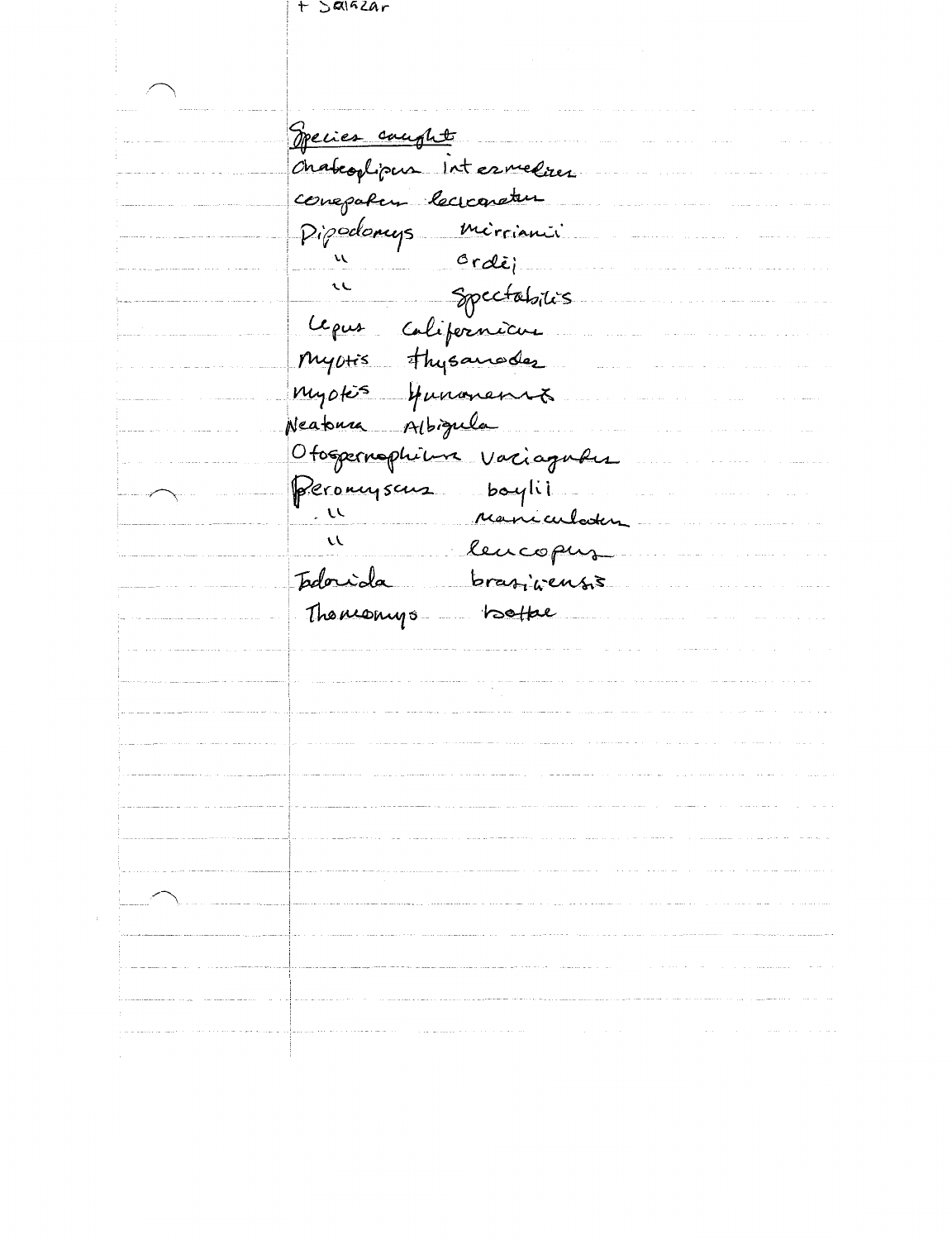+ Salazar

Species caught

Chaetodipus intermedius
conepatus leuconotus
Dipodomys merriami
" ordii
" spectabilis
Lepus californicus
Myotis thysanodes
Myotis yumanensis
Neotoma Albigula
Otospermophilus variegatus
Peromyscus boylii
" maniculatus
" leucopus
Tadarida brasiliensis
Thomomys bottae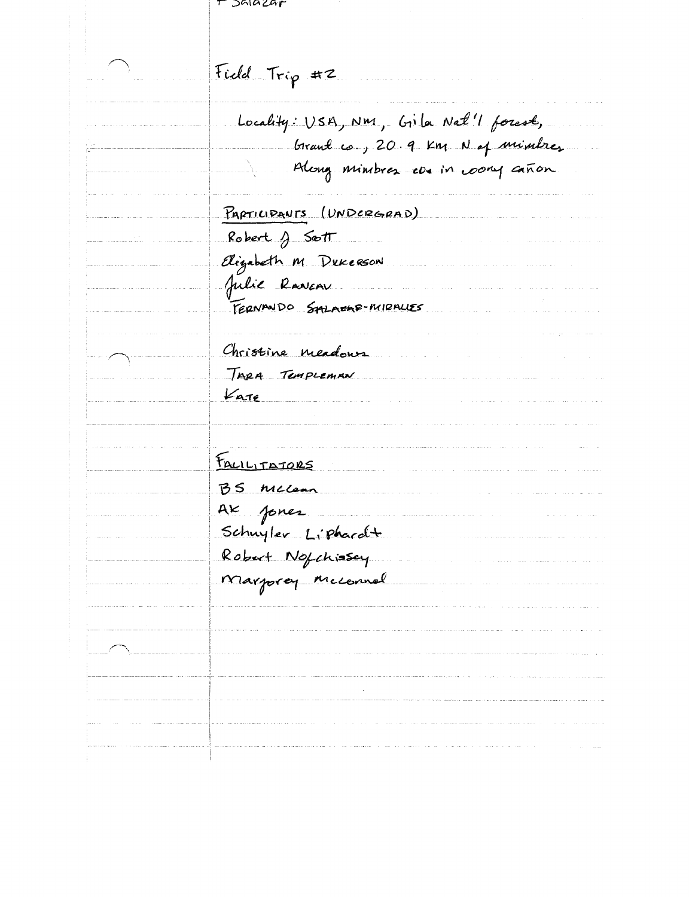F Salazar

Field Trip #2

Locality: USA, NM, Gila Nat'l forest, Grant co., 20.9 km N of mimbres Along mimbres cds in coony cañon

PARTICIPANTS (UNDERGRAD)

Robert J Scott
Elizabeth M Dickerson
Julie Rancau
Fernando Salazar-Miralles

Christine meadows
Tara Templeman
Kate

FACILITATORS

BS McLean
AK Jones
Schuyler Liphardt
Robert Nofchissey
Marjorey McConnel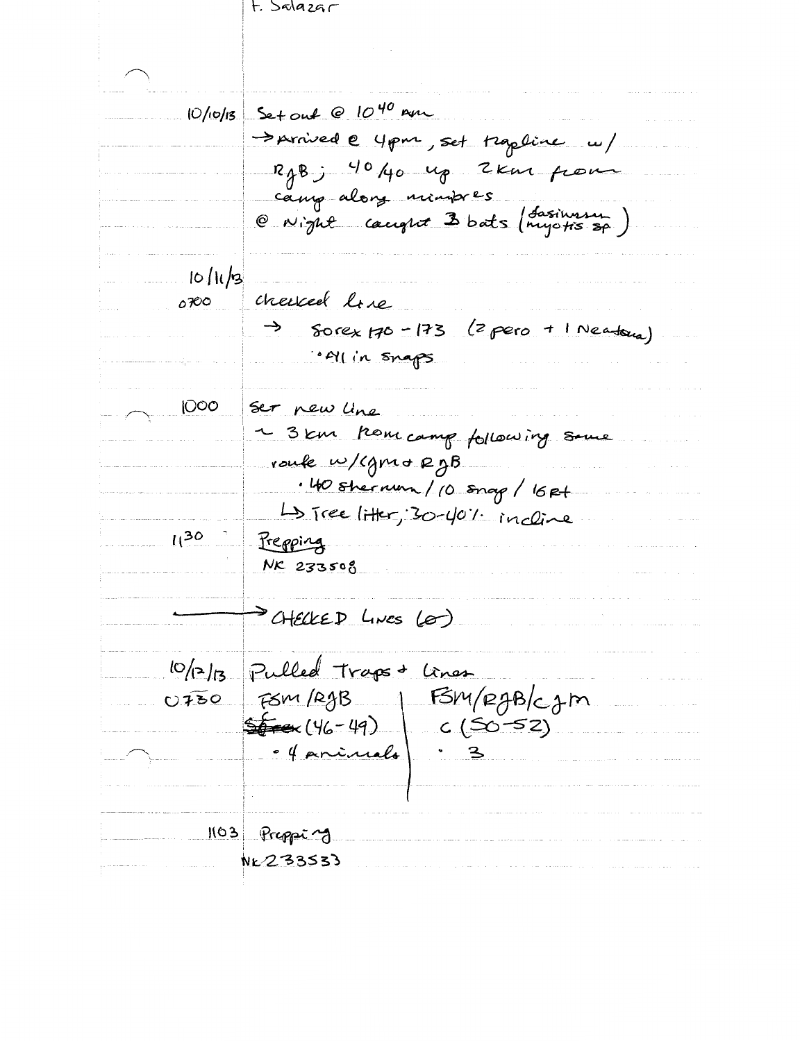F. Salazar

10/10/13 Set out @ $10^{40}$ am

→ Arrived @ 4pm, set trapline w/ RJB; 40/40 up 2km from camp along mimbres

@ Night caught 3 bats (dasiurum myotis sp)

10/11/13

0700 Checked line

→ Sorex 170 - 173 (2 pero + 1 Neotoma)

• All in snaps

1000 Set new line

~ 3 km from camp following same route w/ CJM + RJB

• 40 sherman / 10 snap / 16 Rt

↳ Tree litter; 30-40% incline

$11^{30}$ Prepping

NK 233508

→ CHECKED LINES (6)

10/12/13 Pulled Traps + Lines

0730

| FSM/RJB | FSM/RJB/CJM |
|---|---|
| ~~Sorex~~ (46-49) | C (50-52) |
| • 4 animals | • 3 |

1103 Prepping

NK 233533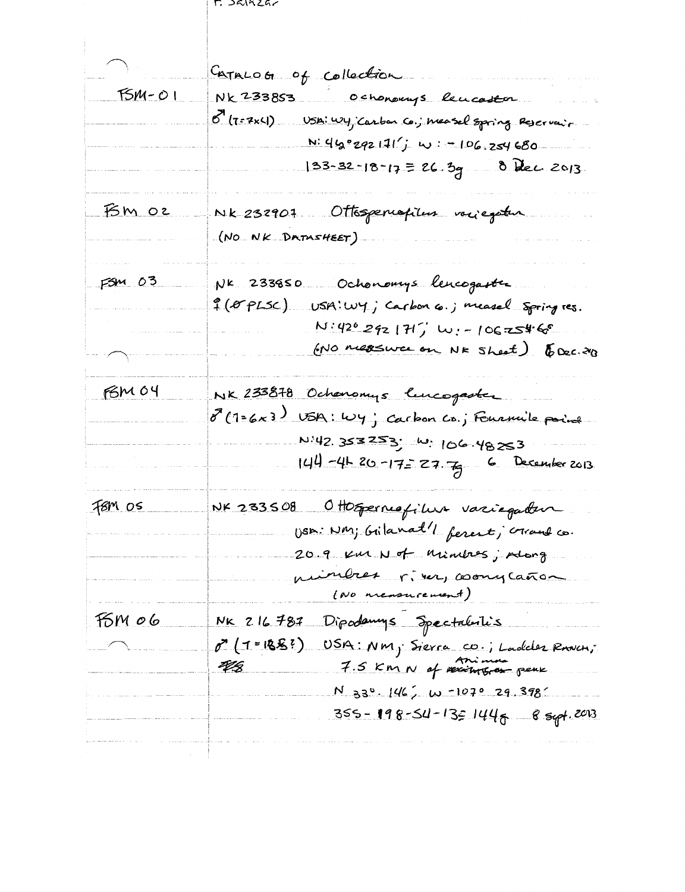F. Salazar

# CATALOG of collection

**FSM-01**
NK 233853 Ochonomys leucaster
♂ (T=7x4) USA: WY; Carbon Co.; Measel Spring Reservoir
N: 42°292171'; W: -106.254680
133-32-18-17 = 26.3g 8 Dec. 2013

**FSM 02**
NK 232907 Ottospermofilus variegatus
(NO NK DATASHEET)

**FSM 03**
NK 233850 Ochonomys leucogaster
♀ (∅ PLSC) USA: WY; Carbon Co.; Measel Spring res.
N: 42° 292171'; W: -106.254.68
(NO measure on NK sheet) 8 Dec. 2013

**FSM 04**
NK 233878 Ochonomys leucogaster
♂ (T=6x3) USA: WY; Carbon Co.; Fourmile point
N: 42.353253; W: 106.48253
144-46-20-17 = 27.7g 6 December 2013

**FSM 05**
NK 233508 Ottospermofilus variegatus
USA: NM; Gila nat'l forest; Grant co.
20.9 km N of Mimbres; along
mimbres river, cooney cañon
(No measurement)

**FSM 06**
NK 216787 Dipodomys spectabilis
♂ (T=18.8?) USA: NM; Sierra co.; Ladder Ranch;
7.5 KM N of Animas peak
N 33°. 146; W -107° 29.398'
355-198-54-13 = 144g 8 Sept. 2013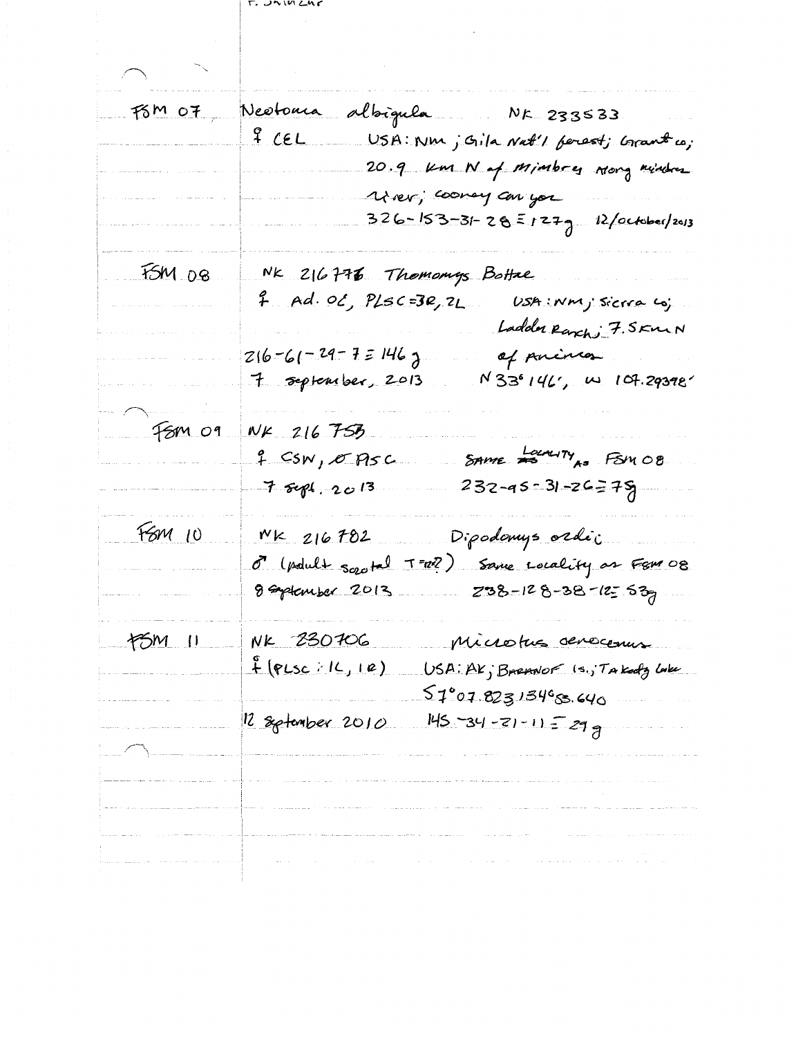F. SALAZAR

FSM 07 *Neotoma albigula* NK 233533

♀ CEL USA: NM; Gila Nat'l forest; Grant co; 20.9 km N of Mimbres along Mimbres river; cooney canyon

326-153-31-28 = 127g 12/october/2013

FSM 08 NK 216776 *Thomomys Bottae*

♀ Ad. OC, PLSC=3R, 2L USA: NM; Sierra co; Ladder Ranch; 7.5km N of Animas

216-61-29-7 = 146 g N 33°146', W 107.29398'

7 september, 2013

FSM 09 NK 216 753

♀ CSW, Ø PLSC SAME LOCALITY AS FSM 08

7 sept. 2013 232-95-31-26 = 75g

FSM 10 NK 216 782 *Dipodomys ordii*

♂ (adult scrotal T=12?) Same Locality as FSM 08

8 september 2013 238-128-38-12 = 53g

FSM 11 NK 230706 *Microtus oeconomus*

♀ (PLSC: 1L, 1R) USA: AK; Baranof Is.; Takodz Lake

57°07.823 134°53.640

12 september 2010 145-34-21-11 = 29 g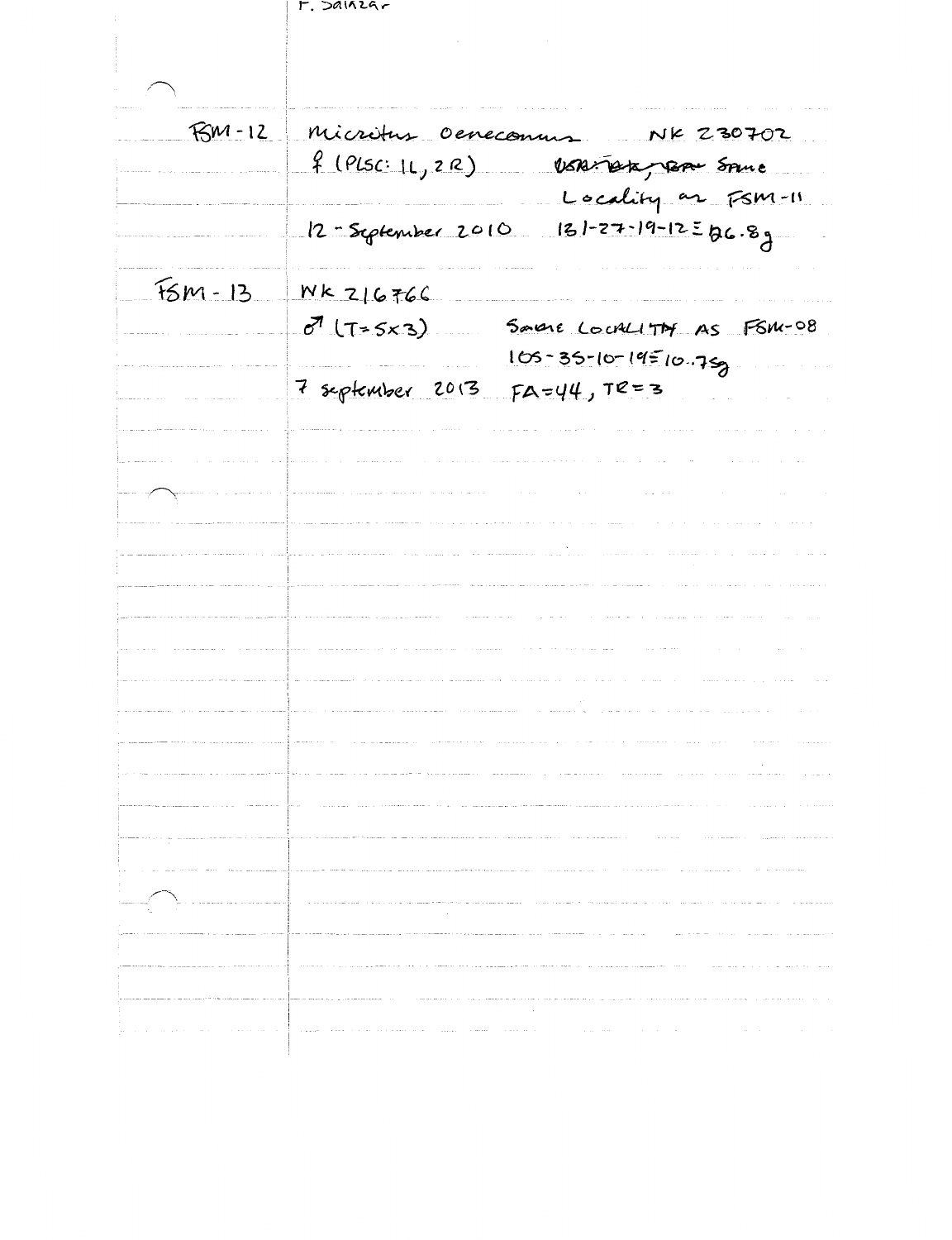F. Salazar

FSM-12 Microtus oeneconomus NK 230702

♀ (PLSC: 1L, 2R) ~~USA: Ala, Bar~~ Same Locality as FSM-11

12 - September 2010 131-27-19-12 = 26.8g

FSM-13 NK 216766

♂ (T=5x3) Same LOCALITY AS FSM-08

105-35-10-19 = 10.75g

7 september 2013 FA=44, TR=3